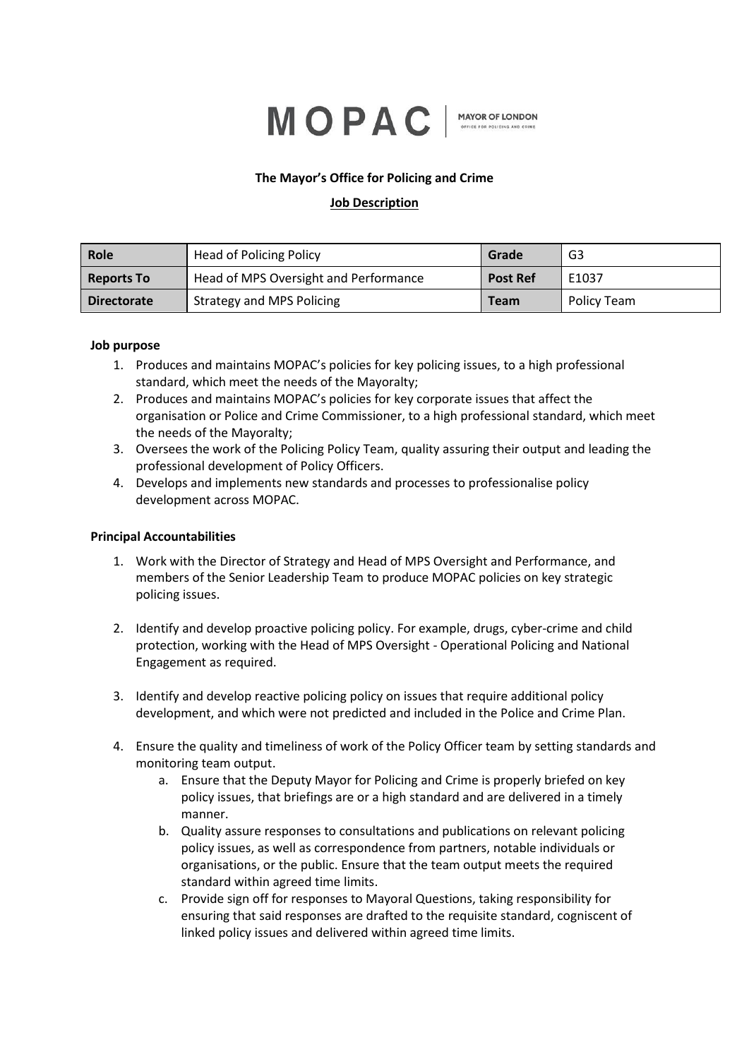MOPAC | MAYOR OF LONDON OFFICE FOR POLICING AND CRIME

**The Mayor's Office for Policing and Crime**

**Job Description**

| **Role** | Head of Policing Policy | **Grade** | G3 |
|---|---|---|---|
| **Reports To** | Head of MPS Oversight and Performance | **Post Ref** | E1037 |
| **Directorate** | Strategy and MPS Policing | **Team** | Policy Team |

**Job purpose**

1. Produces and maintains MOPAC's policies for key policing issues, to a high professional standard, which meet the needs of the Mayoralty;
2. Produces and maintains MOPAC's policies for key corporate issues that affect the organisation or Police and Crime Commissioner, to a high professional standard, which meet the needs of the Mayoralty;
3. Oversees the work of the Policing Policy Team, quality assuring their output and leading the professional development of Policy Officers.
4. Develops and implements new standards and processes to professionalise policy development across MOPAC.

**Principal Accountabilities**

1. Work with the Director of Strategy and Head of MPS Oversight and Performance, and members of the Senior Leadership Team to produce MOPAC policies on key strategic policing issues.

2. Identify and develop proactive policing policy. For example, drugs, cyber-crime and child protection, working with the Head of MPS Oversight - Operational Policing and National Engagement as required.

3. Identify and develop reactive policing policy on issues that require additional policy development, and which were not predicted and included in the Police and Crime Plan.

4. Ensure the quality and timeliness of work of the Policy Officer team by setting standards and monitoring team output.
    a. Ensure that the Deputy Mayor for Policing and Crime is properly briefed on key policy issues, that briefings are or a high standard and are delivered in a timely manner.
    b. Quality assure responses to consultations and publications on relevant policing policy issues, as well as correspondence from partners, notable individuals or organisations, or the public. Ensure that the team output meets the required standard within agreed time limits.
    c. Provide sign off for responses to Mayoral Questions, taking responsibility for ensuring that said responses are drafted to the requisite standard, cogniscent of linked policy issues and delivered within agreed time limits.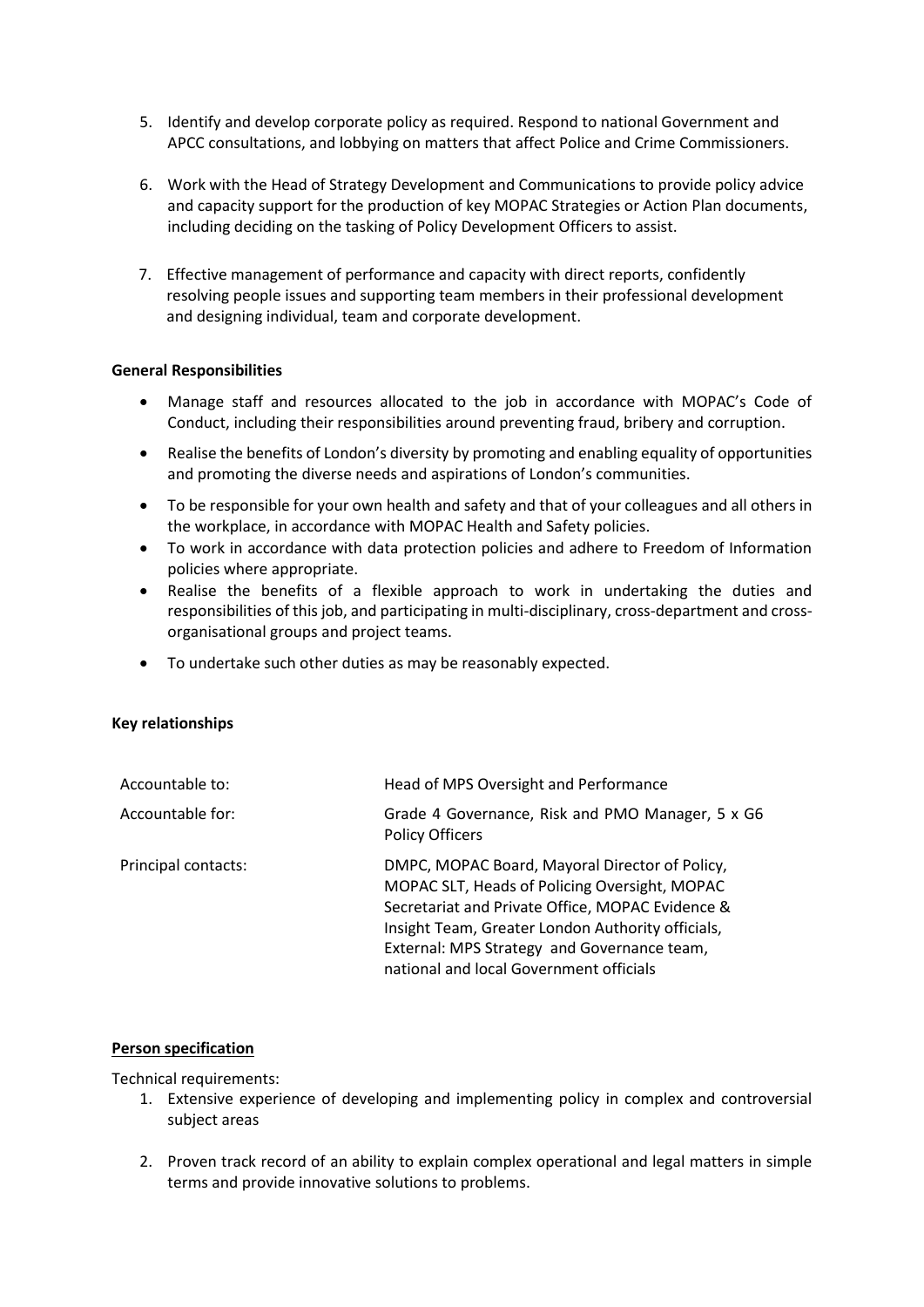5. Identify and develop corporate policy as required. Respond to national Government and APCC consultations, and lobbying on matters that affect Police and Crime Commissioners.

6. Work with the Head of Strategy Development and Communications to provide policy advice and capacity support for the production of key MOPAC Strategies or Action Plan documents, including deciding on the tasking of Policy Development Officers to assist.

7. Effective management of performance and capacity with direct reports, confidently resolving people issues and supporting team members in their professional development and designing individual, team and corporate development.

**General Responsibilities**

- Manage staff and resources allocated to the job in accordance with MOPAC's Code of Conduct, including their responsibilities around preventing fraud, bribery and corruption.
- Realise the benefits of London's diversity by promoting and enabling equality of opportunities and promoting the diverse needs and aspirations of London's communities.
- To be responsible for your own health and safety and that of your colleagues and all others in the workplace, in accordance with MOPAC Health and Safety policies.
- To work in accordance with data protection policies and adhere to Freedom of Information policies where appropriate.
- Realise the benefits of a flexible approach to work in undertaking the duties and responsibilities of this job, and participating in multi-disciplinary, cross-department and cross-organisational groups and project teams.
- To undertake such other duties as may be reasonably expected.

**Key relationships**

| | |
|---|---|
| Accountable to: | Head of MPS Oversight and Performance |
| Accountable for: | Grade 4 Governance, Risk and PMO Manager, 5 x G6 Policy Officers |
| Principal contacts: | DMPC, MOPAC Board, Mayoral Director of Policy, MOPAC SLT, Heads of Policing Oversight, MOPAC Secretariat and Private Office, MOPAC Evidence & Insight Team, Greater London Authority officials, External: MPS Strategy and Governance team, national and local Government officials |

**Person specification**

Technical requirements:

1. Extensive experience of developing and implementing policy in complex and controversial subject areas

2. Proven track record of an ability to explain complex operational and legal matters in simple terms and provide innovative solutions to problems.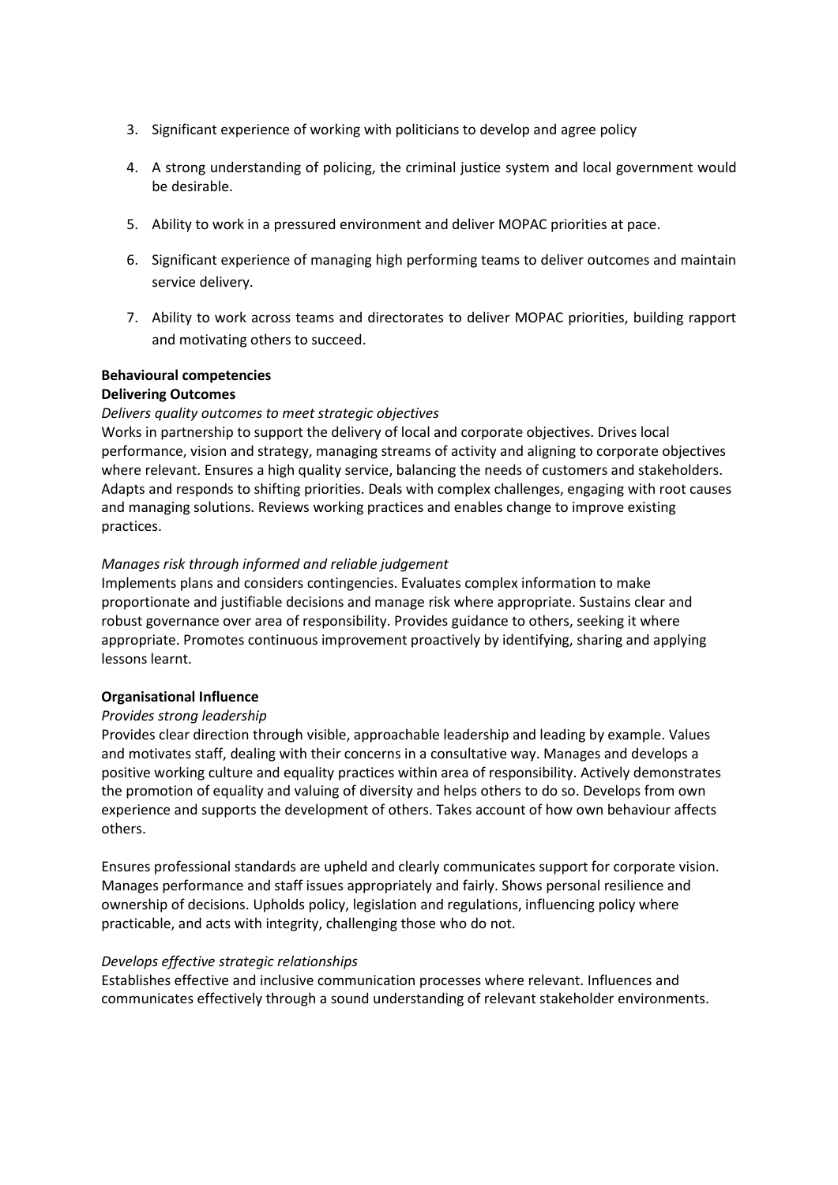3. Significant experience of working with politicians to develop and agree policy

4. A strong understanding of policing, the criminal justice system and local government would be desirable.

5. Ability to work in a pressured environment and deliver MOPAC priorities at pace.

6. Significant experience of managing high performing teams to deliver outcomes and maintain service delivery.

7. Ability to work across teams and directorates to deliver MOPAC priorities, building rapport and motivating others to succeed.

**Behavioural competencies**

**Delivering Outcomes**

*Delivers quality outcomes to meet strategic objectives*

Works in partnership to support the delivery of local and corporate objectives. Drives local performance, vision and strategy, managing streams of activity and aligning to corporate objectives where relevant. Ensures a high quality service, balancing the needs of customers and stakeholders. Adapts and responds to shifting priorities. Deals with complex challenges, engaging with root causes and managing solutions. Reviews working practices and enables change to improve existing practices.

*Manages risk through informed and reliable judgement*

Implements plans and considers contingencies. Evaluates complex information to make proportionate and justifiable decisions and manage risk where appropriate. Sustains clear and robust governance over area of responsibility. Provides guidance to others, seeking it where appropriate. Promotes continuous improvement proactively by identifying, sharing and applying lessons learnt.

**Organisational Influence**

*Provides strong leadership*

Provides clear direction through visible, approachable leadership and leading by example. Values and motivates staff, dealing with their concerns in a consultative way. Manages and develops a positive working culture and equality practices within area of responsibility. Actively demonstrates the promotion of equality and valuing of diversity and helps others to do so. Develops from own experience and supports the development of others. Takes account of how own behaviour affects others.

Ensures professional standards are upheld and clearly communicates support for corporate vision. Manages performance and staff issues appropriately and fairly. Shows personal resilience and ownership of decisions. Upholds policy, legislation and regulations, influencing policy where practicable, and acts with integrity, challenging those who do not.

*Develops effective strategic relationships*

Establishes effective and inclusive communication processes where relevant. Influences and communicates effectively through a sound understanding of relevant stakeholder environments.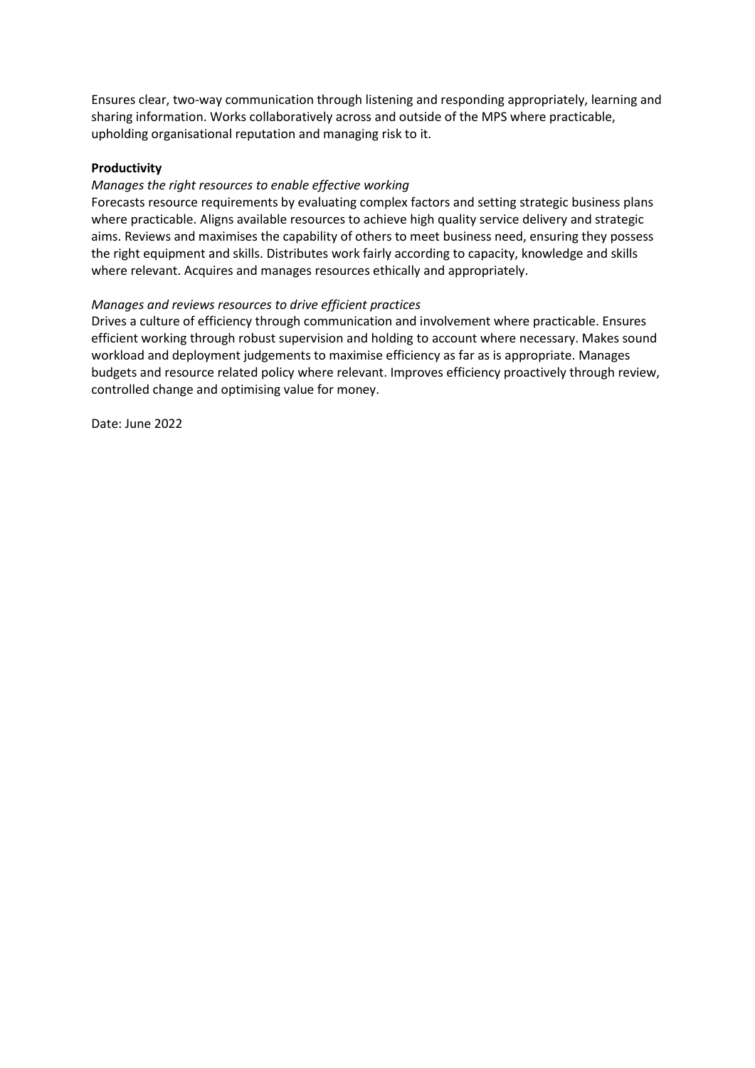Ensures clear, two-way communication through listening and responding appropriately, learning and sharing information. Works collaboratively across and outside of the MPS where practicable, upholding organisational reputation and managing risk to it.

**Productivity**

*Manages the right resources to enable effective working*

Forecasts resource requirements by evaluating complex factors and setting strategic business plans where practicable. Aligns available resources to achieve high quality service delivery and strategic aims. Reviews and maximises the capability of others to meet business need, ensuring they possess the right equipment and skills. Distributes work fairly according to capacity, knowledge and skills where relevant. Acquires and manages resources ethically and appropriately.

*Manages and reviews resources to drive efficient practices*

Drives a culture of efficiency through communication and involvement where practicable. Ensures efficient working through robust supervision and holding to account where necessary. Makes sound workload and deployment judgements to maximise efficiency as far as is appropriate. Manages budgets and resource related policy where relevant. Improves efficiency proactively through review, controlled change and optimising value for money.

Date: June 2022